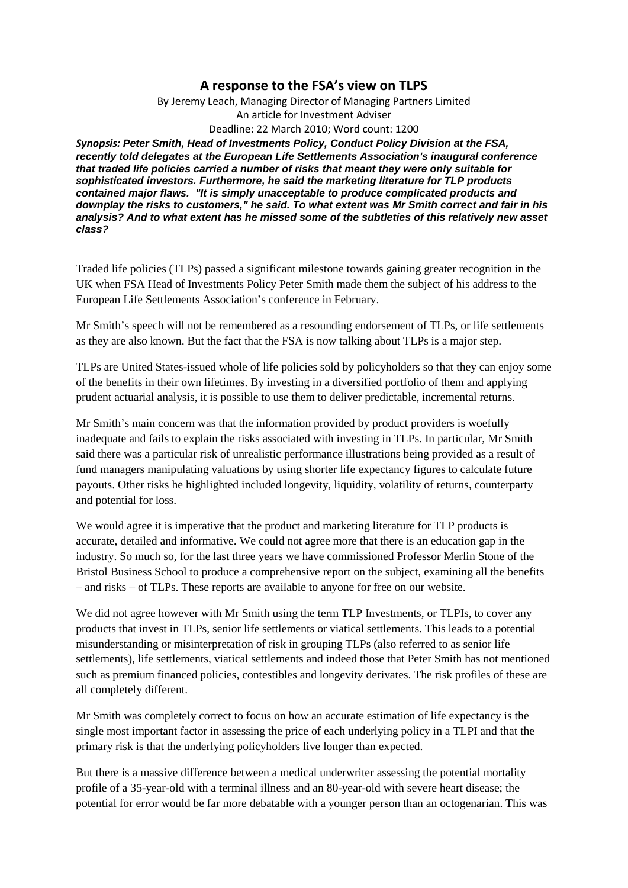# A response to the FSA's view on TLPS

By Jeremy Leach, Managing Director of Managing Partners Limited
An article for Investment Adviser
Deadline: 22 March 2010; Word count: 1200

***Synopsis: Peter Smith, Head of Investments Policy, Conduct Policy Division at the FSA, recently told delegates at the European Life Settlements Association's inaugural conference that traded life policies carried a number of risks that meant they were only suitable for sophisticated investors. Furthermore, he said the marketing literature for TLP products contained major flaws. "It is simply unacceptable to produce complicated products and downplay the risks to customers," he said. To what extent was Mr Smith correct and fair in his analysis? And to what extent has he missed some of the subtleties of this relatively new asset class?***

Traded life policies (TLPs) passed a significant milestone towards gaining greater recognition in the UK when FSA Head of Investments Policy Peter Smith made them the subject of his address to the European Life Settlements Association's conference in February.

Mr Smith's speech will not be remembered as a resounding endorsement of TLPs, or life settlements as they are also known. But the fact that the FSA is now talking about TLPs is a major step.

TLPs are United States-issued whole of life policies sold by policyholders so that they can enjoy some of the benefits in their own lifetimes. By investing in a diversified portfolio of them and applying prudent actuarial analysis, it is possible to use them to deliver predictable, incremental returns.

Mr Smith's main concern was that the information provided by product providers is woefully inadequate and fails to explain the risks associated with investing in TLPs. In particular, Mr Smith said there was a particular risk of unrealistic performance illustrations being provided as a result of fund managers manipulating valuations by using shorter life expectancy figures to calculate future payouts. Other risks he highlighted included longevity, liquidity, volatility of returns, counterparty and potential for loss.

We would agree it is imperative that the product and marketing literature for TLP products is accurate, detailed and informative. We could not agree more that there is an education gap in the industry. So much so, for the last three years we have commissioned Professor Merlin Stone of the Bristol Business School to produce a comprehensive report on the subject, examining all the benefits – and risks – of TLPs. These reports are available to anyone for free on our website.

We did not agree however with Mr Smith using the term TLP Investments, or TLPIs, to cover any products that invest in TLPs, senior life settlements or viatical settlements. This leads to a potential misunderstanding or misinterpretation of risk in grouping TLPs (also referred to as senior life settlements), life settlements, viatical settlements and indeed those that Peter Smith has not mentioned such as premium financed policies, contestibles and longevity derivates. The risk profiles of these are all completely different.

Mr Smith was completely correct to focus on how an accurate estimation of life expectancy is the single most important factor in assessing the price of each underlying policy in a TLPI and that the primary risk is that the underlying policyholders live longer than expected.

But there is a massive difference between a medical underwriter assessing the potential mortality profile of a 35-year-old with a terminal illness and an 80-year-old with severe heart disease; the potential for error would be far more debatable with a younger person than an octogenarian. This was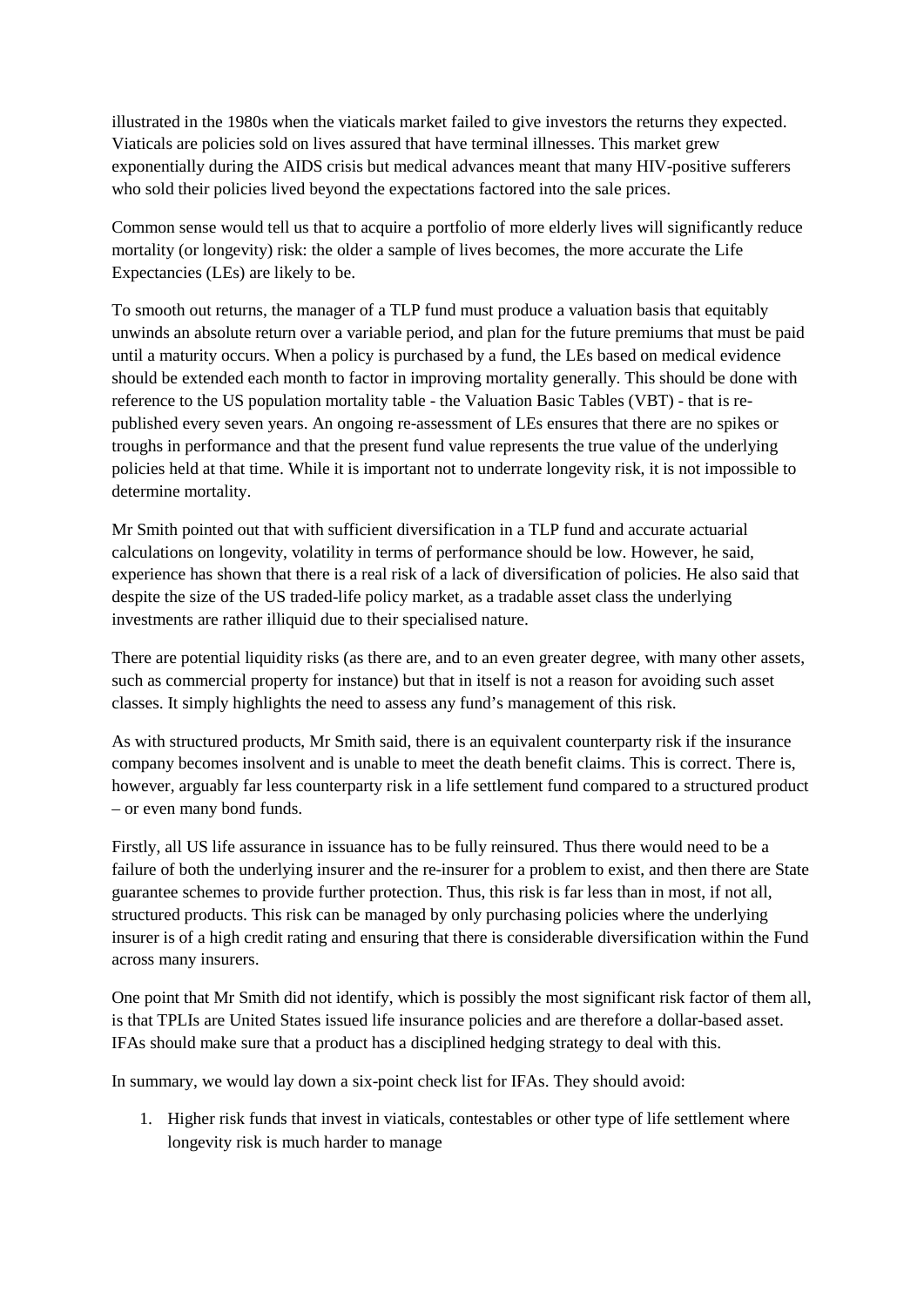illustrated in the 1980s when the viaticals market failed to give investors the returns they expected. Viaticals are policies sold on lives assured that have terminal illnesses. This market grew exponentially during the AIDS crisis but medical advances meant that many HIV-positive sufferers who sold their policies lived beyond the expectations factored into the sale prices.

Common sense would tell us that to acquire a portfolio of more elderly lives will significantly reduce mortality (or longevity) risk: the older a sample of lives becomes, the more accurate the Life Expectancies (LEs) are likely to be.

To smooth out returns, the manager of a TLP fund must produce a valuation basis that equitably unwinds an absolute return over a variable period, and plan for the future premiums that must be paid until a maturity occurs. When a policy is purchased by a fund, the LEs based on medical evidence should be extended each month to factor in improving mortality generally. This should be done with reference to the US population mortality table - the Valuation Basic Tables (VBT) - that is re-published every seven years. An ongoing re-assessment of LEs ensures that there are no spikes or troughs in performance and that the present fund value represents the true value of the underlying policies held at that time. While it is important not to underrate longevity risk, it is not impossible to determine mortality.

Mr Smith pointed out that with sufficient diversification in a TLP fund and accurate actuarial calculations on longevity, volatility in terms of performance should be low. However, he said, experience has shown that there is a real risk of a lack of diversification of policies. He also said that despite the size of the US traded-life policy market, as a tradable asset class the underlying investments are rather illiquid due to their specialised nature.

There are potential liquidity risks (as there are, and to an even greater degree, with many other assets, such as commercial property for instance) but that in itself is not a reason for avoiding such asset classes. It simply highlights the need to assess any fund's management of this risk.

As with structured products, Mr Smith said, there is an equivalent counterparty risk if the insurance company becomes insolvent and is unable to meet the death benefit claims. This is correct. There is, however, arguably far less counterparty risk in a life settlement fund compared to a structured product – or even many bond funds.

Firstly, all US life assurance in issuance has to be fully reinsured. Thus there would need to be a failure of both the underlying insurer and the re-insurer for a problem to exist, and then there are State guarantee schemes to provide further protection. Thus, this risk is far less than in most, if not all, structured products. This risk can be managed by only purchasing policies where the underlying insurer is of a high credit rating and ensuring that there is considerable diversification within the Fund across many insurers.

One point that Mr Smith did not identify, which is possibly the most significant risk factor of them all, is that TPLIs are United States issued life insurance policies and are therefore a dollar-based asset. IFAs should make sure that a product has a disciplined hedging strategy to deal with this.

In summary, we would lay down a six-point check list for IFAs. They should avoid:

1. Higher risk funds that invest in viaticals, contestables or other type of life settlement where longevity risk is much harder to manage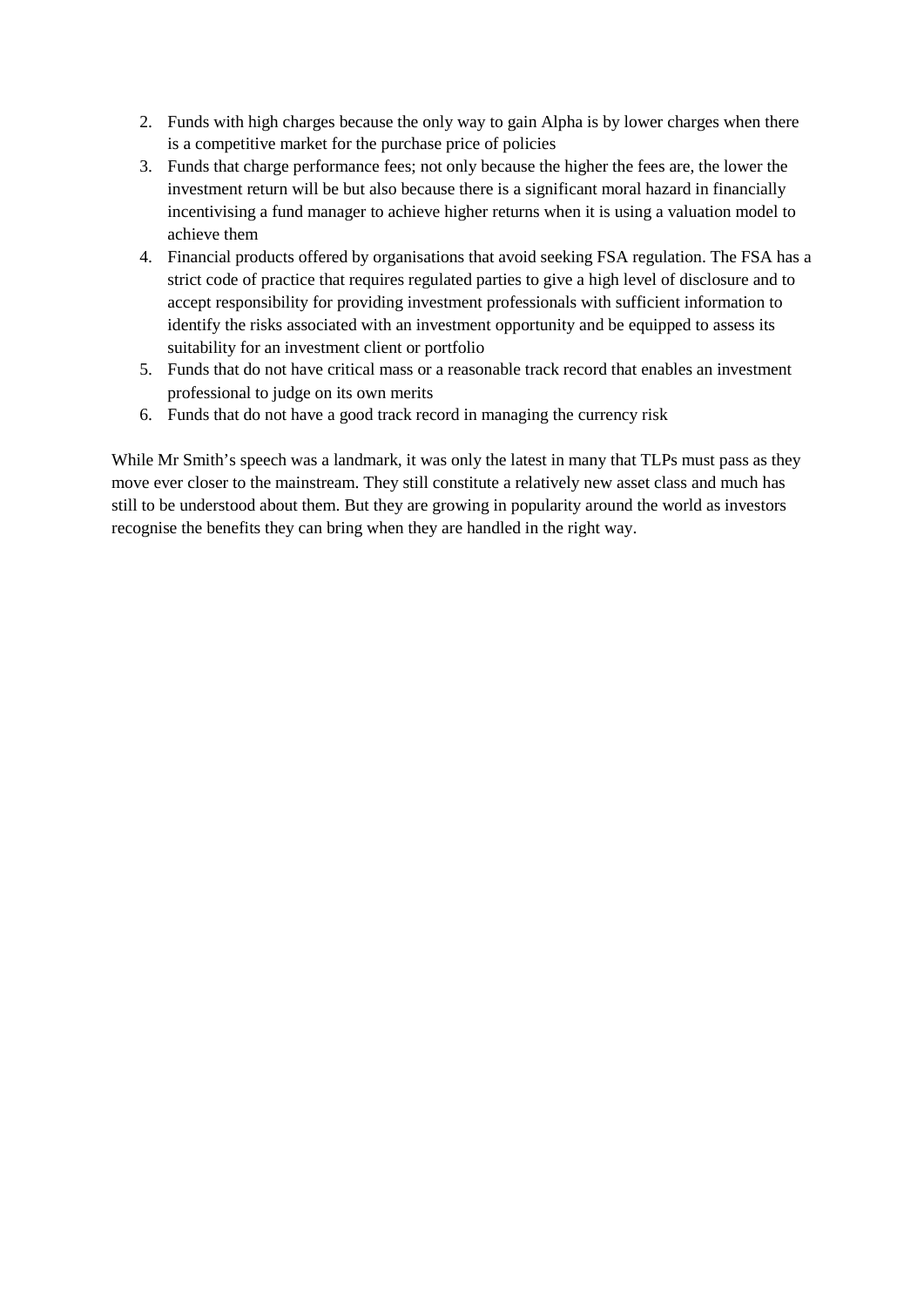2. Funds with high charges because the only way to gain Alpha is by lower charges when there is a competitive market for the purchase price of policies
3. Funds that charge performance fees; not only because the higher the fees are, the lower the investment return will be but also because there is a significant moral hazard in financially incentivising a fund manager to achieve higher returns when it is using a valuation model to achieve them
4. Financial products offered by organisations that avoid seeking FSA regulation. The FSA has a strict code of practice that requires regulated parties to give a high level of disclosure and to accept responsibility for providing investment professionals with sufficient information to identify the risks associated with an investment opportunity and be equipped to assess its suitability for an investment client or portfolio
5. Funds that do not have critical mass or a reasonable track record that enables an investment professional to judge on its own merits
6. Funds that do not have a good track record in managing the currency risk

While Mr Smith's speech was a landmark, it was only the latest in many that TLPs must pass as they move ever closer to the mainstream. They still constitute a relatively new asset class and much has still to be understood about them. But they are growing in popularity around the world as investors recognise the benefits they can bring when they are handled in the right way.